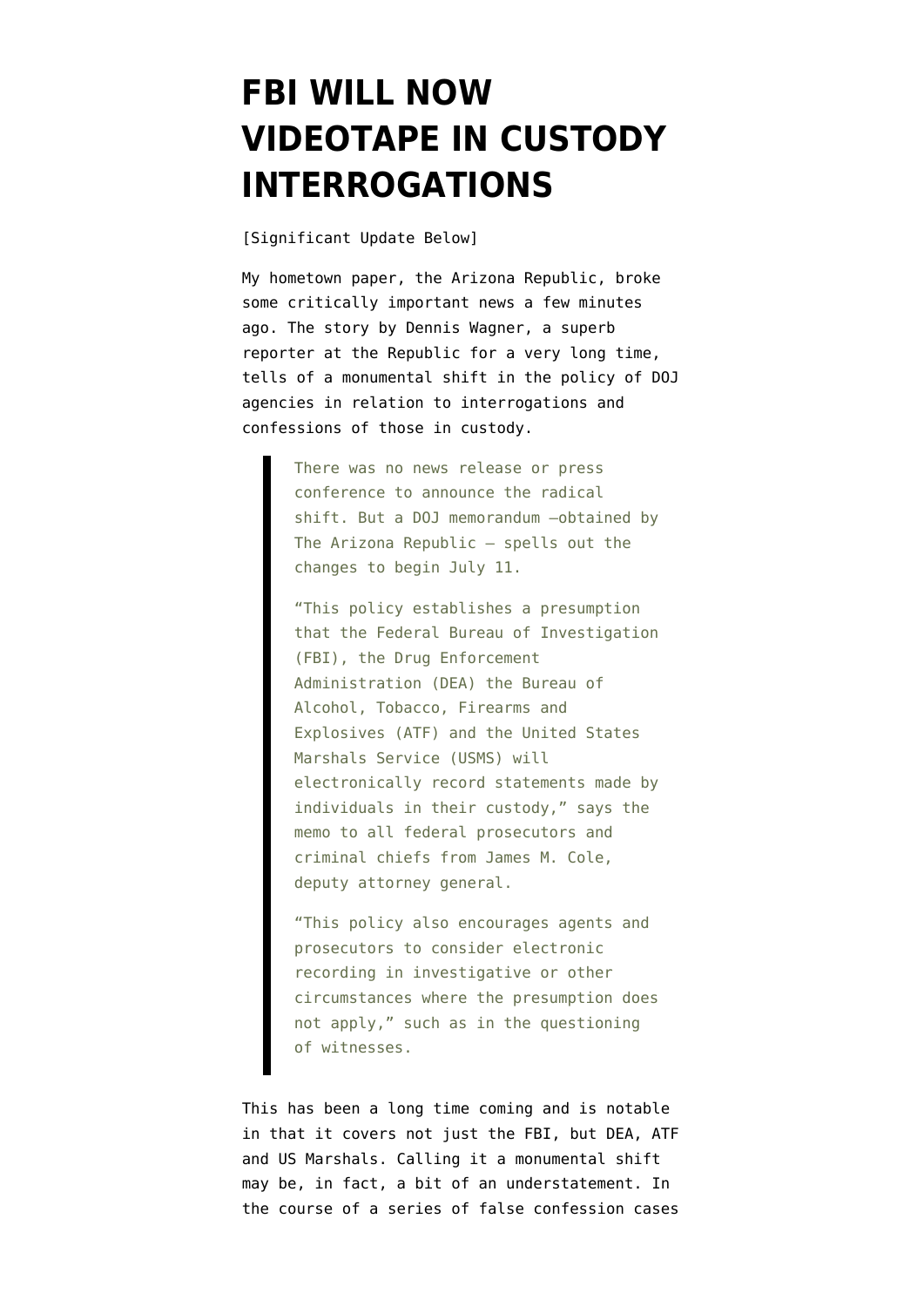# FBI WILL NOW VIDEOTAPE IN CUSTODY INTERROGATIONS

[Significant Update Below]

My hometown paper, the Arizona Republic, broke some critically important news a few minutes ago. The story by Dennis Wagner, a superb reporter at the Republic for a very long time, tells of a monumental shift in the policy of DOJ agencies in relation to interrogations and confessions of those in custody.

> There was no news release or press conference to announce the radical shift. But a DOJ memorandum –obtained by The Arizona Republic – spells out the changes to begin July 11.
>
> "This policy establishes a presumption that the Federal Bureau of Investigation (FBI), the Drug Enforcement Administration (DEA) the Bureau of Alcohol, Tobacco, Firearms and Explosives (ATF) and the United States Marshals Service (USMS) will electronically record statements made by individuals in their custody," says the memo to all federal prosecutors and criminal chiefs from James M. Cole, deputy attorney general.
>
> "This policy also encourages agents and prosecutors to consider electronic recording in investigative or other circumstances where the presumption does not apply," such as in the questioning of witnesses.

This has been a long time coming and is notable in that it covers not just the FBI, but DEA, ATF and US Marshals. Calling it a monumental shift may be, in fact, a bit of an understatement. In the course of a series of false confession cases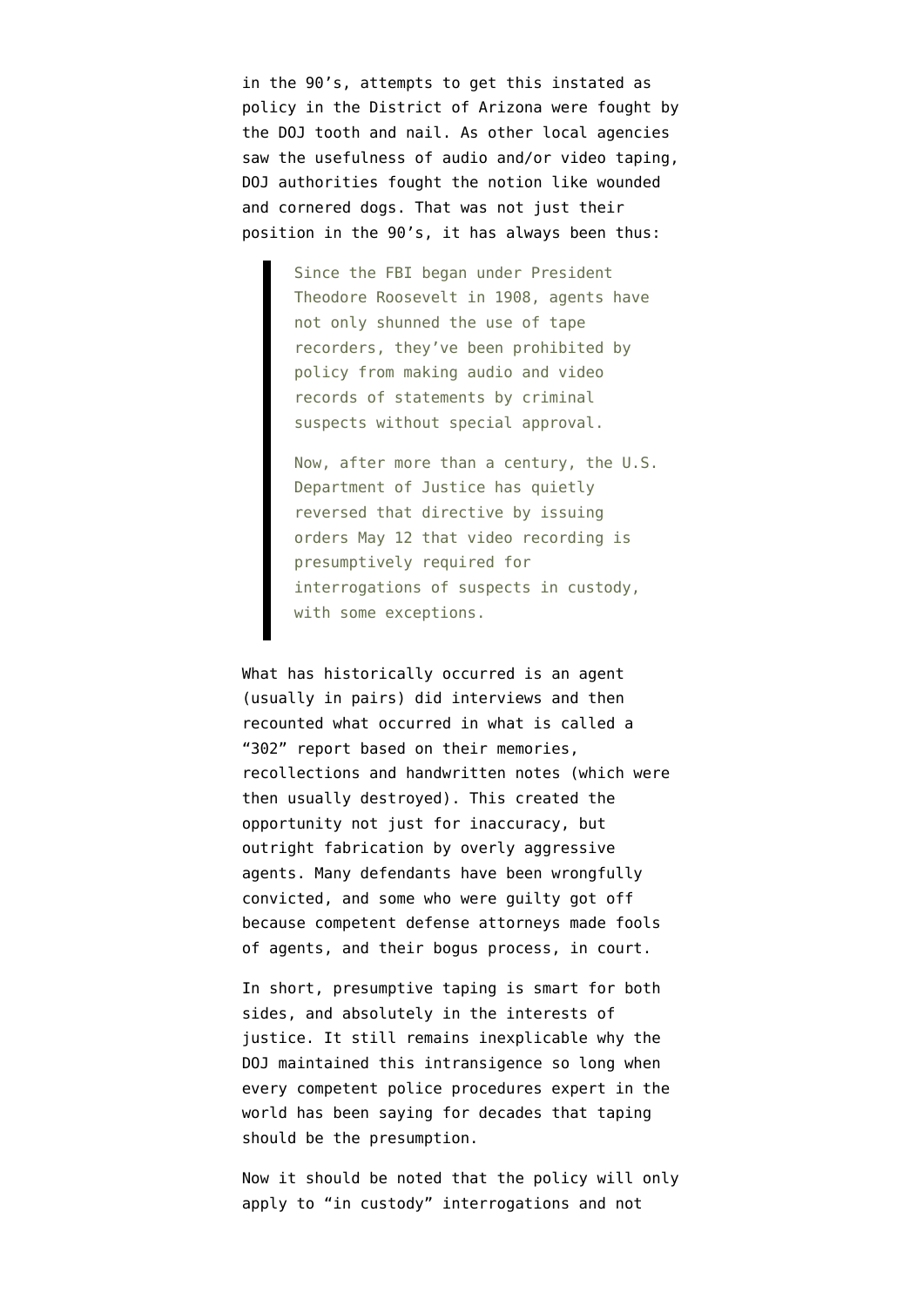in the 90's, attempts to get this instated as policy in the District of Arizona were fought by the DOJ tooth and nail. As other local agencies saw the usefulness of audio and/or video taping, DOJ authorities fought the notion like wounded and cornered dogs. That was not just their position in the 90's, it has always been thus:

> Since the FBI began under President Theodore Roosevelt in 1908, agents have not only shunned the use of tape recorders, they've been prohibited by policy from making audio and video records of statements by criminal suspects without special approval.
>
> Now, after more than a century, the U.S. Department of Justice has quietly reversed that directive by issuing orders May 12 that video recording is presumptively required for interrogations of suspects in custody, with some exceptions.

What has historically occurred is an agent (usually in pairs) did interviews and then recounted what occurred in what is called a "302" report based on their memories, recollections and handwritten notes (which were then usually destroyed). This created the opportunity not just for inaccuracy, but outright fabrication by overly aggressive agents. Many defendants have been wrongfully convicted, and some who were guilty got off because competent defense attorneys made fools of agents, and their bogus process, in court.

In short, presumptive taping is smart for both sides, and absolutely in the interests of justice. It still remains inexplicable why the DOJ maintained this intransigence so long when every competent police procedures expert in the world has been saying for decades that taping should be the presumption.

Now it should be noted that the policy will only apply to "in custody" interrogations and not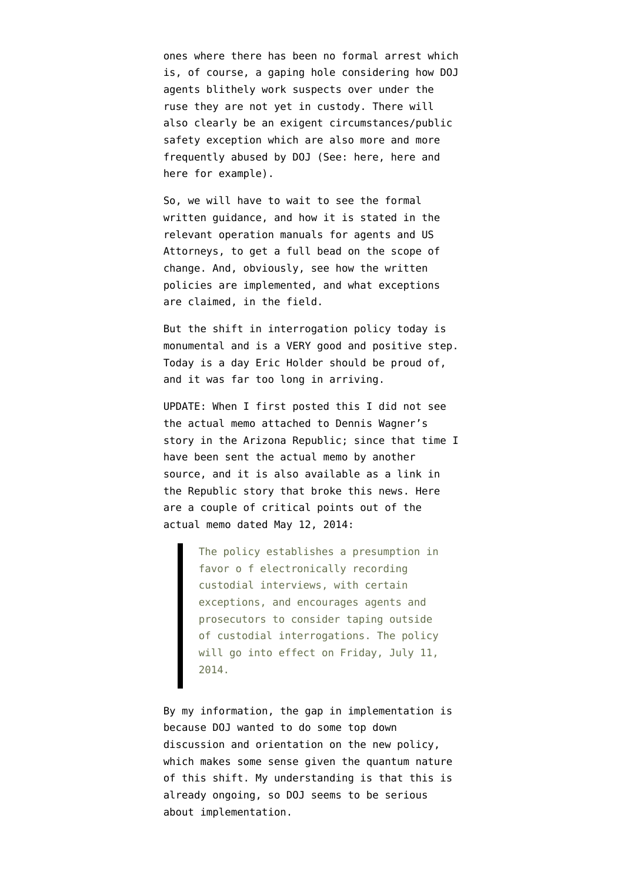ones where there has been no formal arrest which is, of course, a gaping hole considering how DOJ agents blithely work suspects over under the ruse they are not yet in custody. There will also clearly be an exigent circumstances/public safety exception which are also more and more frequently abused by DOJ (See: here, here and here for example).

So, we will have to wait to see the formal written guidance, and how it is stated in the relevant operation manuals for agents and US Attorneys, to get a full bead on the scope of change. And, obviously, see how the written policies are implemented, and what exceptions are claimed, in the field.

But the shift in interrogation policy today is monumental and is a VERY good and positive step. Today is a day Eric Holder should be proud of, and it was far too long in arriving.

UPDATE: When I first posted this I did not see the actual memo attached to Dennis Wagner's story in the Arizona Republic; since that time I have been sent the actual memo by another source, and it is also available as a link in the Republic story that broke this news. Here are a couple of critical points out of the actual memo dated May 12, 2014:

> The policy establishes a presumption in favor o f electronically recording custodial interviews, with certain exceptions, and encourages agents and prosecutors to consider taping outside of custodial interrogations. The policy will go into effect on Friday, July 11, 2014.

By my information, the gap in implementation is because DOJ wanted to do some top down discussion and orientation on the new policy, which makes some sense given the quantum nature of this shift. My understanding is that this is already ongoing, so DOJ seems to be serious about implementation.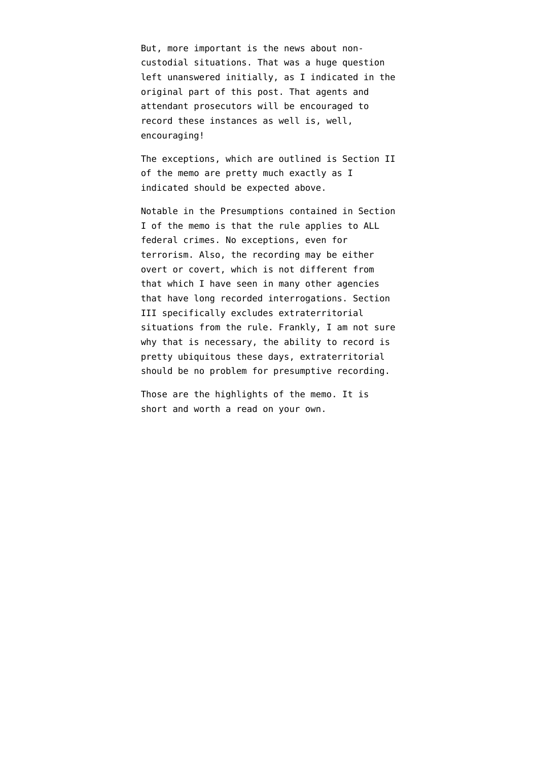But, more important is the news about non-custodial situations. That was a huge question left unanswered initially, as I indicated in the original part of this post. That agents and attendant prosecutors will be encouraged to record these instances as well is, well, encouraging!

The exceptions, which are outlined is Section II of the memo are pretty much exactly as I indicated should be expected above.

Notable in the Presumptions contained in Section I of the memo is that the rule applies to ALL federal crimes. No exceptions, even for terrorism. Also, the recording may be either overt or covert, which is not different from that which I have seen in many other agencies that have long recorded interrogations. Section III specifically excludes extraterritorial situations from the rule. Frankly, I am not sure why that is necessary, the ability to record is pretty ubiquitous these days, extraterritorial should be no problem for presumptive recording.

Those are the highlights of the memo. It is short and worth a read on your own.